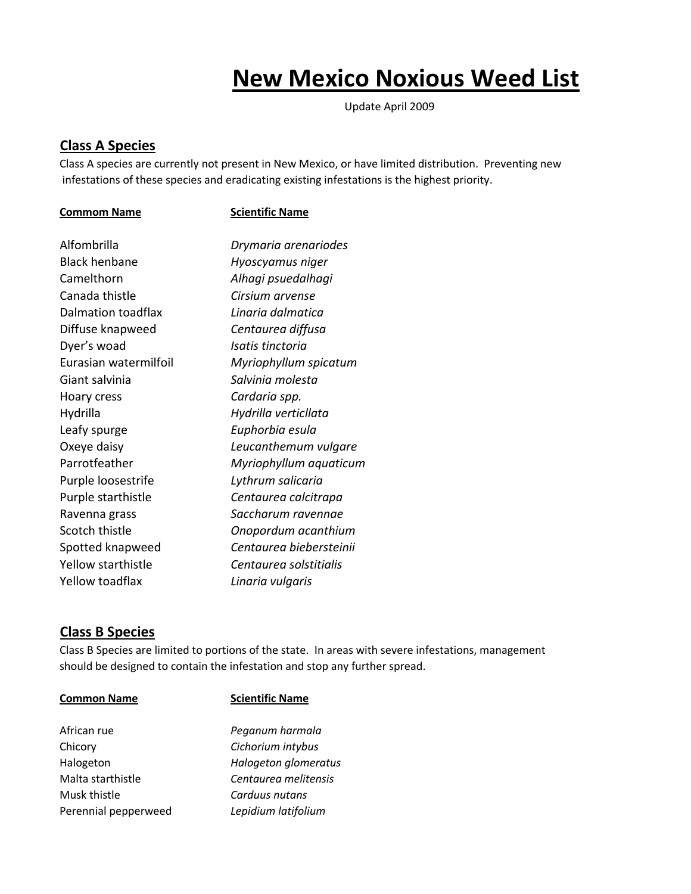# New Mexico Noxious Weed List

Update April 2009

## Class A Species

Class A species are currently not present in New Mexico, or have limited distribution. Preventing new infestations of these species and eradicating existing infestations is the highest priority.

| Commom Name | Scientific Name |
|---|---|
| Alfombrilla | *Drymaria arenariodes* |
| Black henbane | *Hyoscyamus niger* |
| Camelthorn | *Alhagi psuedalhagi* |
| Canada thistle | *Cirsium arvense* |
| Dalmation toadflax | *Linaria dalmatica* |
| Diffuse knapweed | *Centaurea diffusa* |
| Dyer's woad | *Isatis tinctoria* |
| Eurasian watermilfoil | *Myriophyllum spicatum* |
| Giant salvinia | *Salvinia molesta* |
| Hoary cress | *Cardaria spp.* |
| Hydrilla | *Hydrilla verticllata* |
| Leafy spurge | *Euphorbia esula* |
| Oxeye daisy | *Leucanthemum vulgare* |
| Parrotfeather | *Myriophyllum aquaticum* |
| Purple loosestrife | *Lythrum salicaria* |
| Purple starthistle | *Centaurea calcitrapa* |
| Ravenna grass | *Saccharum ravennae* |
| Scotch thistle | *Onopordum acanthium* |
| Spotted knapweed | *Centaurea biebersteinii* |
| Yellow starthistle | *Centaurea solstitialis* |
| Yellow toadflax | *Linaria vulgaris* |

## Class B Species

Class B Species are limited to portions of the state. In areas with severe infestations, management should be designed to contain the infestation and stop any further spread.

| Common Name | Scientific Name |
|---|---|
| African rue | *Peganum harmala* |
| Chicory | *Cichorium intybus* |
| Halogeton | *Halogeton glomeratus* |
| Malta starthistle | *Centaurea melitensis* |
| Musk thistle | *Carduus nutans* |
| Perennial pepperweed | *Lepidium latifolium* |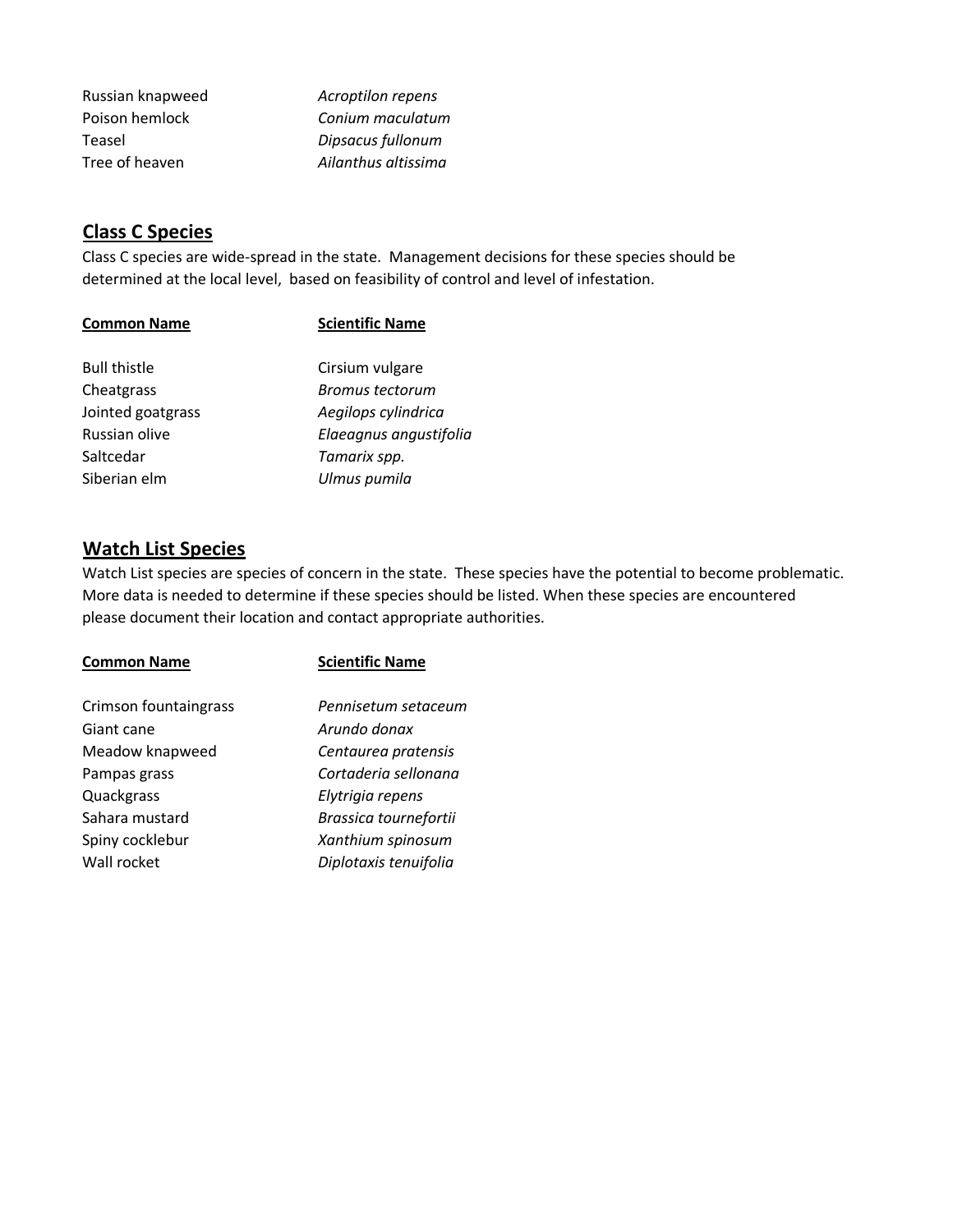| | |
|---|---|
| Russian knapweed | *Acroptilon repens* |
| Poison hemlock | *Conium maculatum* |
| Teasel | *Dipsacus fullonum* |
| Tree of heaven | *Ailanthus altissima* |

## Class C Species

Class C species are wide-spread in the state. Management decisions for these species should be determined at the local level, based on feasibility of control and level of infestation.

| **Common Name** | **Scientific Name** |
|---|---|
| Bull thistle | Cirsium vulgare |
| Cheatgrass | *Bromus tectorum* |
| Jointed goatgrass | *Aegilops cylindrica* |
| Russian olive | *Elaeagnus angustifolia* |
| Saltcedar | *Tamarix spp.* |
| Siberian elm | *Ulmus pumila* |

## Watch List Species

Watch List species are species of concern in the state. These species have the potential to become problematic. More data is needed to determine if these species should be listed. When these species are encountered please document their location and contact appropriate authorities.

| **Common Name** | **Scientific Name** |
|---|---|
| Crimson fountaingrass | *Pennisetum setaceum* |
| Giant cane | *Arundo donax* |
| Meadow knapweed | *Centaurea pratensis* |
| Pampas grass | *Cortaderia sellonana* |
| Quackgrass | *Elytrigia repens* |
| Sahara mustard | *Brassica tournefortii* |
| Spiny cocklebur | *Xanthium spinosum* |
| Wall rocket | *Diplotaxis tenuifolia* |